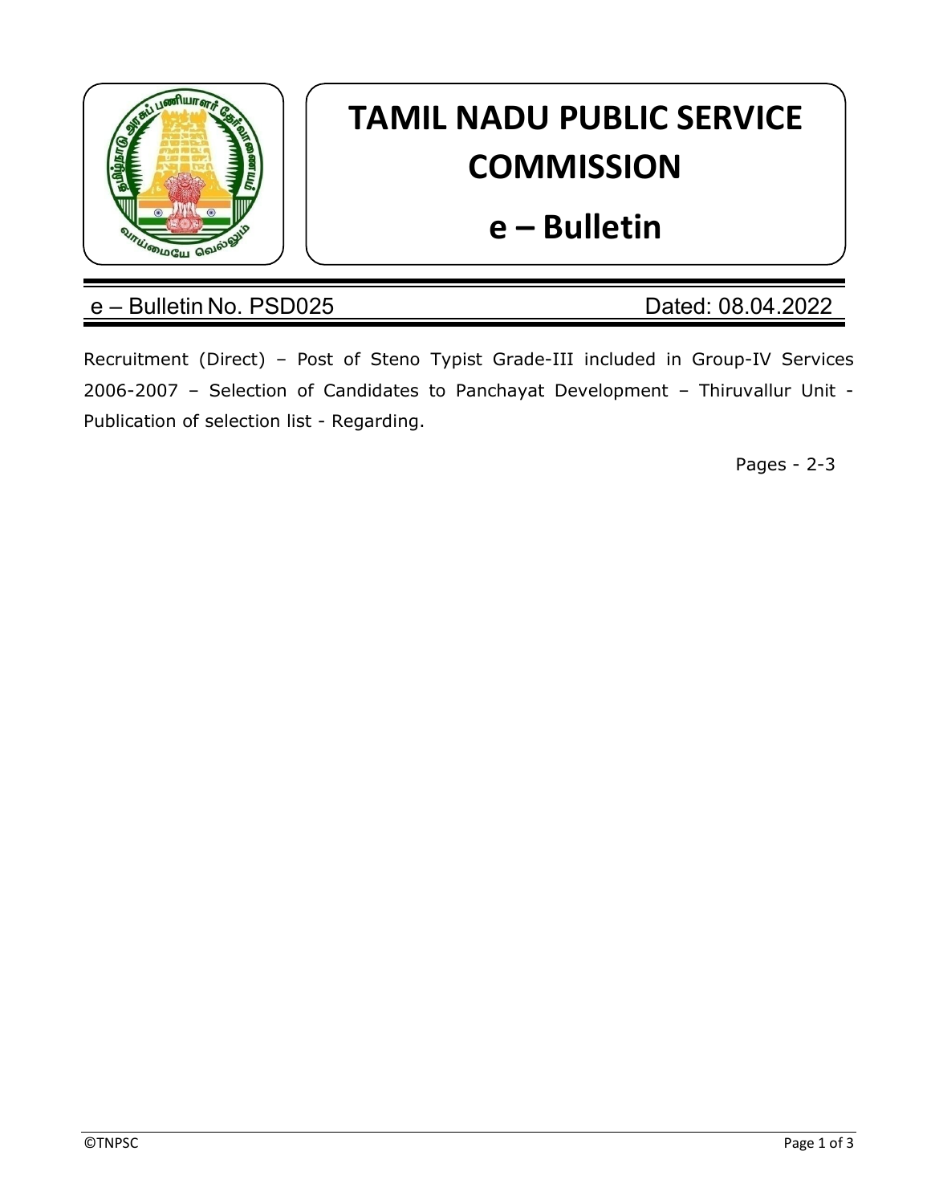# TAMIL NADU PUBLIC SERVICE COMMISSION

# e – Bulletin

e – Bulletin No. PSD025 Dated: 08.04.2022

Recruitment (Direct) – Post of Steno Typist Grade-III included in Group-IV Services 2006-2007 – Selection of Candidates to Panchayat Development – Thiruvallur Unit - Publication of selection list - Regarding.

Pages - 2-3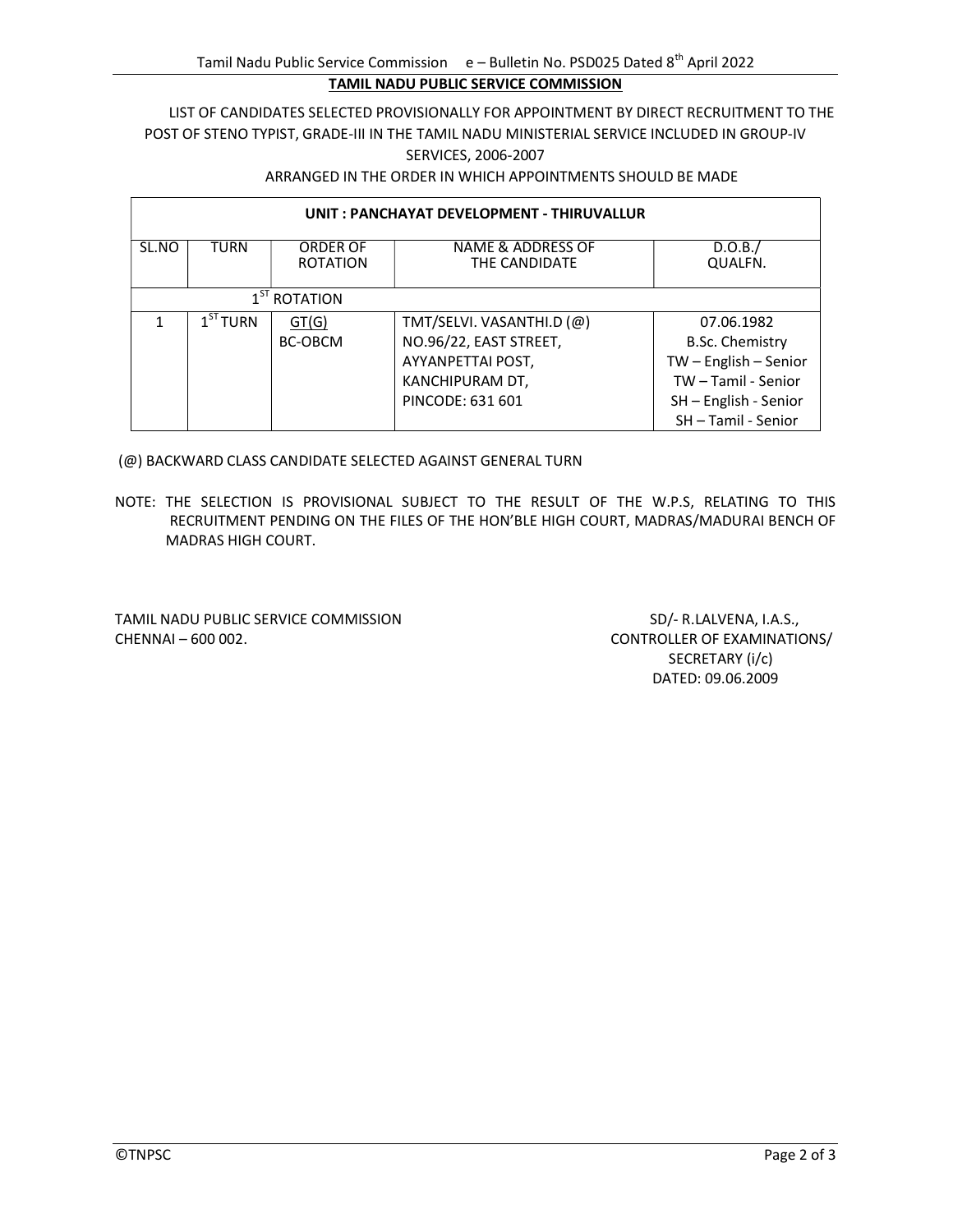**TAMIL NADU PUBLIC SERVICE COMMISSION**

LIST OF CANDIDATES SELECTED PROVISIONALLY FOR APPOINTMENT BY DIRECT RECRUITMENT TO THE POST OF STENO TYPIST, GRADE-III IN THE TAMIL NADU MINISTERIAL SERVICE INCLUDED IN GROUP-IV SERVICES, 2006-2007

ARRANGED IN THE ORDER IN WHICH APPOINTMENTS SHOULD BE MADE

| **UNIT : PANCHAYAT DEVELOPMENT - THIRUVALLUR** | | | | |
|---|---|---|---|---|
| SL.NO | TURN | ORDER OF ROTATION | NAME & ADDRESS OF THE CANDIDATE | D.O.B./ QUALFN. |
| 1ST ROTATION | | | | |
| 1 | 1ST TURN | GT(G)<br>BC-OBCM | TMT/SELVI. VASANTHI.D (@)<br>NO.96/22, EAST STREET,<br>AYYANPETTAI POST,<br>KANCHIPURAM DT,<br>PINCODE: 631 601 | 07.06.1982<br>B.Sc. Chemistry<br>TW – English – Senior<br>TW – Tamil - Senior<br>SH – English - Senior<br>SH – Tamil - Senior |

(@) BACKWARD CLASS CANDIDATE SELECTED AGAINST GENERAL TURN

NOTE: THE SELECTION IS PROVISIONAL SUBJECT TO THE RESULT OF THE W.P.S, RELATING TO THIS RECRUITMENT PENDING ON THE FILES OF THE HON'BLE HIGH COURT, MADRAS/MADURAI BENCH OF MADRAS HIGH COURT.

TAMIL NADU PUBLIC SERVICE COMMISSION
CHENNAI – 600 002.

SD/- R.LALVENA, I.A.S.,
CONTROLLER OF EXAMINATIONS/
SECRETARY (i/c)
DATED: 09.06.2009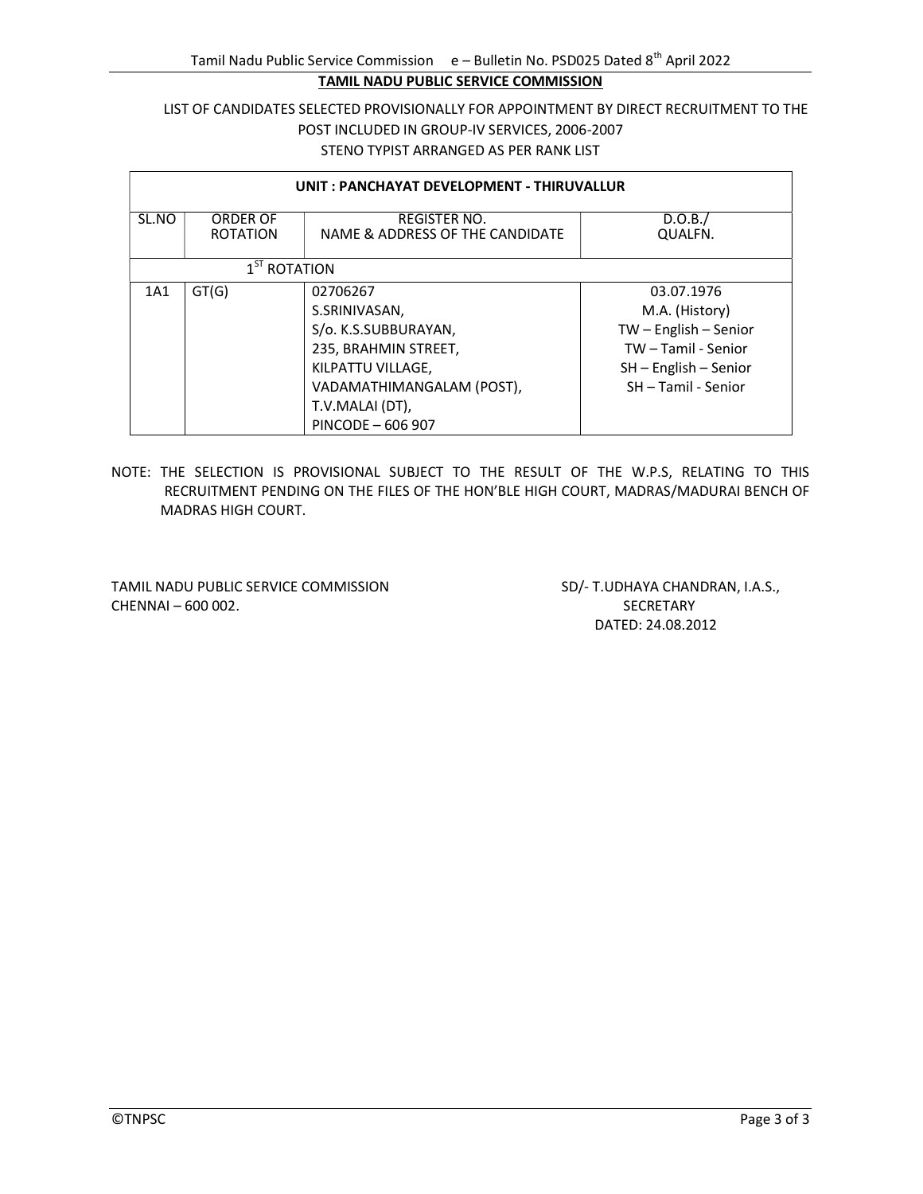**TAMIL NADU PUBLIC SERVICE COMMISSION**

LIST OF CANDIDATES SELECTED PROVISIONALLY FOR APPOINTMENT BY DIRECT RECRUITMENT TO THE POST INCLUDED IN GROUP-IV SERVICES, 2006-2007

STENO TYPIST ARRANGED AS PER RANK LIST

**UNIT : PANCHAYAT DEVELOPMENT - THIRUVALLUR**

| SL.NO | ORDER OF ROTATION | REGISTER NO. NAME & ADDRESS OF THE CANDIDATE | D.O.B./ QUALFN. |
|---|---|---|---|
| 1ST ROTATION | | | |
| 1A1 | GT(G) | 02706267<br>S.SRINIVASAN,<br>S/o. K.S.SUBBURAYAN,<br>235, BRAHMIN STREET,<br>KILPATTU VILLAGE,<br>VADAMATHIMANGALAM (POST),<br>T.V.MALAI (DT),<br>PINCODE – 606 907 | 03.07.1976<br>M.A. (History)<br>TW – English – Senior<br>TW – Tamil - Senior<br>SH – English – Senior<br>SH – Tamil - Senior |

NOTE: THE SELECTION IS PROVISIONAL SUBJECT TO THE RESULT OF THE W.P.S, RELATING TO THIS RECRUITMENT PENDING ON THE FILES OF THE HON'BLE HIGH COURT, MADRAS/MADURAI BENCH OF MADRAS HIGH COURT.

TAMIL NADU PUBLIC SERVICE COMMISSION
CHENNAI – 600 002.

SD/- T.UDHAYA CHANDRAN, I.A.S.,
SECRETARY
DATED: 24.08.2012